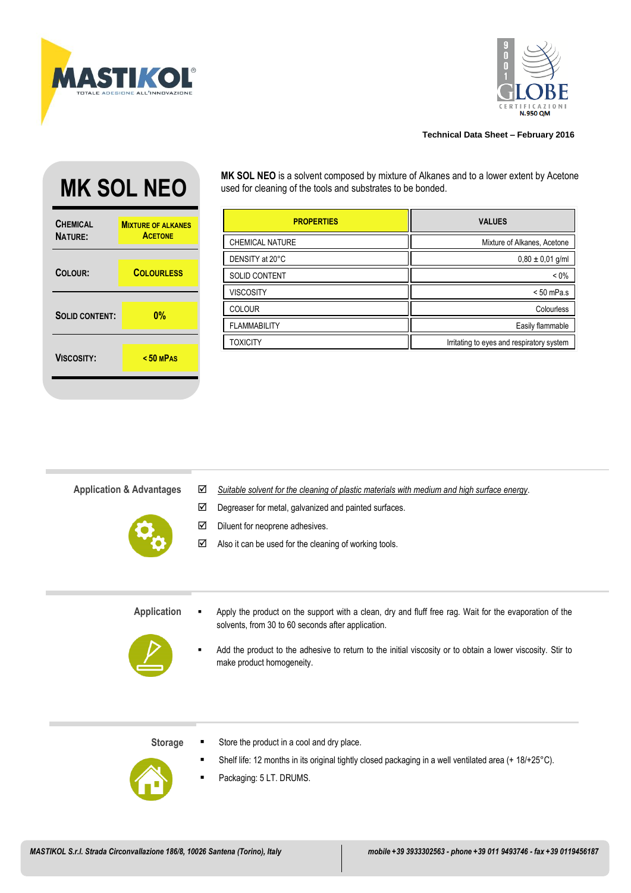MASTIKOL®
TOTALE ADESIONE ALL'INNOVAZIONE

9001 GLOBE CERTIFICAZIONI N.950 QM

**Technical Data Sheet – February 2016**

# MK SOL NEO

| | |
|---|---|
| **CHEMICAL NATURE:** | **MIXTURE OF ALKANES ACETONE** |
| **COLOUR:** | **COLOURLESS** |
| **SOLID CONTENT:** | **0%** |
| **VISCOSITY:** | **< 50 MPAS** |

**MK SOL NEO** is a solvent composed by mixture of Alkanes and to a lower extent by Acetone used for cleaning of the tools and substrates to be bonded.

| PROPERTIES | VALUES |
|---|---|
| CHEMICAL NATURE | Mixture of Alkanes, Acetone |
| DENSITY at 20°C | 0,80 ± 0,01 g/ml |
| SOLID CONTENT | < 0% |
| VISCOSITY | < 50 mPa.s |
| COLOUR | Colourless |
| FLAMMABILITY | Easily flammable |
| TOXICITY | Irritating to eyes and respiratory system |

## Application & Advantages

- ☑ _Suitable solvent for the cleaning of plastic materials with medium and high surface energy_.
- ☑ Degreaser for metal, galvanized and painted surfaces.
- ☑ Diluent for neoprene adhesives.
- ☑ Also it can be used for the cleaning of working tools.

## Application

- Apply the product on the support with a clean, dry and fluff free rag. Wait for the evaporation of the solvents, from 30 to 60 seconds after application.
- Add the product to the adhesive to return to the initial viscosity or to obtain a lower viscosity. Stir to make product homogeneity.

## Storage

- Store the product in a cool and dry place.
- Shelf life: 12 months in its original tightly closed packaging in a well ventilated area (+ 18/+25°C).
- Packaging: 5 LT. DRUMS.

*MASTIKOL S.r.l. Strada Circonvallazione 186/8, 10026 Santena (Torino), Italy* | *mobile +39 3933302563 - phone +39 011 9493746 - fax +39 0119456187*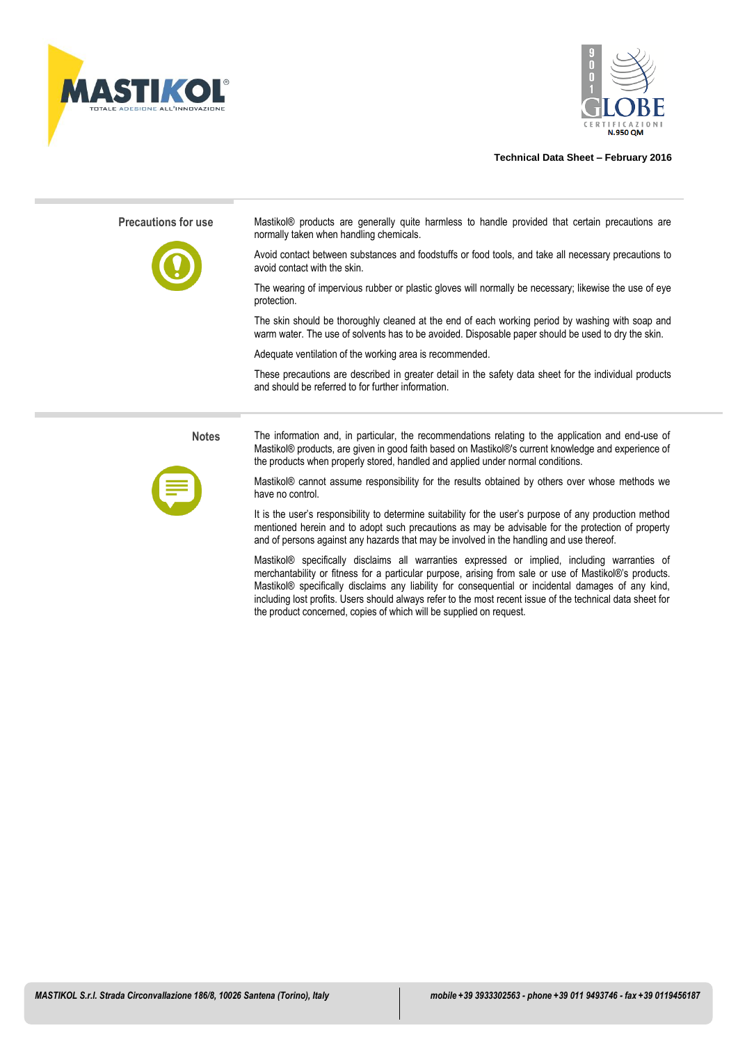## Precautions for use

Mastikol® products are generally quite harmless to handle provided that certain precautions are normally taken when handling chemicals.

Avoid contact between substances and foodstuffs or food tools, and take all necessary precautions to avoid contact with the skin.

The wearing of impervious rubber or plastic gloves will normally be necessary; likewise the use of eye protection.

The skin should be thoroughly cleaned at the end of each working period by washing with soap and warm water. The use of solvents has to be avoided. Disposable paper should be used to dry the skin.

Adequate ventilation of the working area is recommended.

These precautions are described in greater detail in the safety data sheet for the individual products and should be referred to for further information.

## Notes

The information and, in particular, the recommendations relating to the application and end-use of Mastikol® products, are given in good faith based on Mastikol®'s current knowledge and experience of the products when properly stored, handled and applied under normal conditions.

Mastikol® cannot assume responsibility for the results obtained by others over whose methods we have no control.

It is the user's responsibility to determine suitability for the user's purpose of any production method mentioned herein and to adopt such precautions as may be advisable for the protection of property and of persons against any hazards that may be involved in the handling and use thereof.

Mastikol® specifically disclaims all warranties expressed or implied, including warranties of merchantability or fitness for a particular purpose, arising from sale or use of Mastikol®'s products. Mastikol® specifically disclaims any liability for consequential or incidental damages of any kind, including lost profits. Users should always refer to the most recent issue of the technical data sheet for the product concerned, copies of which will be supplied on request.